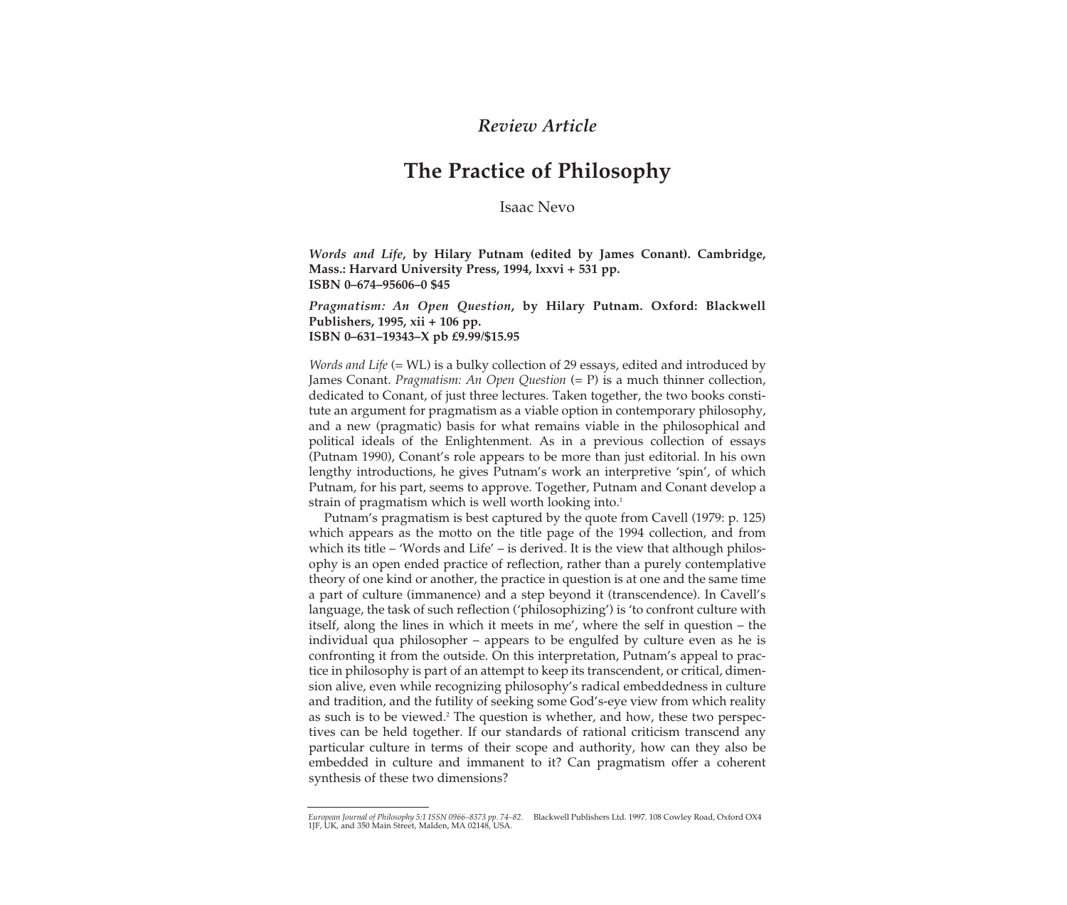*Review Article*

# The Practice of Philosophy

Isaac Nevo

***Words and Life*, by Hilary Putnam (edited by James Conant). Cambridge, Mass.: Harvard University Press, 1994, lxxvi + 531 pp.**
**ISBN 0–674–95606–0 $45**

***Pragmatism: An Open Question*, by Hilary Putnam. Oxford: Blackwell Publishers, 1995, xii + 106 pp.**
**ISBN 0–631–19343–X pb £9.99/$15.95**

*Words and Life* (= WL) is a bulky collection of 29 essays, edited and introduced by James Conant. *Pragmatism: An Open Question* (= P) is a much thinner collection, dedicated to Conant, of just three lectures. Taken together, the two books constitute an argument for pragmatism as a viable option in contemporary philosophy, and a new (pragmatic) basis for what remains viable in the philosophical and political ideals of the Enlightenment. As in a previous collection of essays (Putnam 1990), Conant's role appears to be more than just editorial. In his own lengthy introductions, he gives Putnam's work an interpretive 'spin', of which Putnam, for his part, seems to approve. Together, Putnam and Conant develop a strain of pragmatism which is well worth looking into.[1]

Putnam's pragmatism is best captured by the quote from Cavell (1979: p. 125) which appears as the motto on the title page of the 1994 collection, and from which its title – 'Words and Life' – is derived. It is the view that although philosophy is an open ended practice of reflection, rather than a purely contemplative theory of one kind or another, the practice in question is at one and the same time a part of culture (immanence) and a step beyond it (transcendence). In Cavell's language, the task of such reflection ('philosophizing') is 'to confront culture with itself, along the lines in which it meets in me', where the self in question – the individual qua philosopher – appears to be engulfed by culture even as he is confronting it from the outside. On this interpretation, Putnam's appeal to practice in philosophy is part of an attempt to keep its transcendent, or critical, dimension alive, even while recognizing philosophy's radical embeddedness in culture and tradition, and the futility of seeking some God's-eye view from which reality as such is to be viewed.[2] The question is whether, and how, these two perspectives can be held together. If our standards of rational criticism transcend any particular culture in terms of their scope and authority, how can they also be embedded in culture and immanent to it? Can pragmatism offer a coherent synthesis of these two dimensions?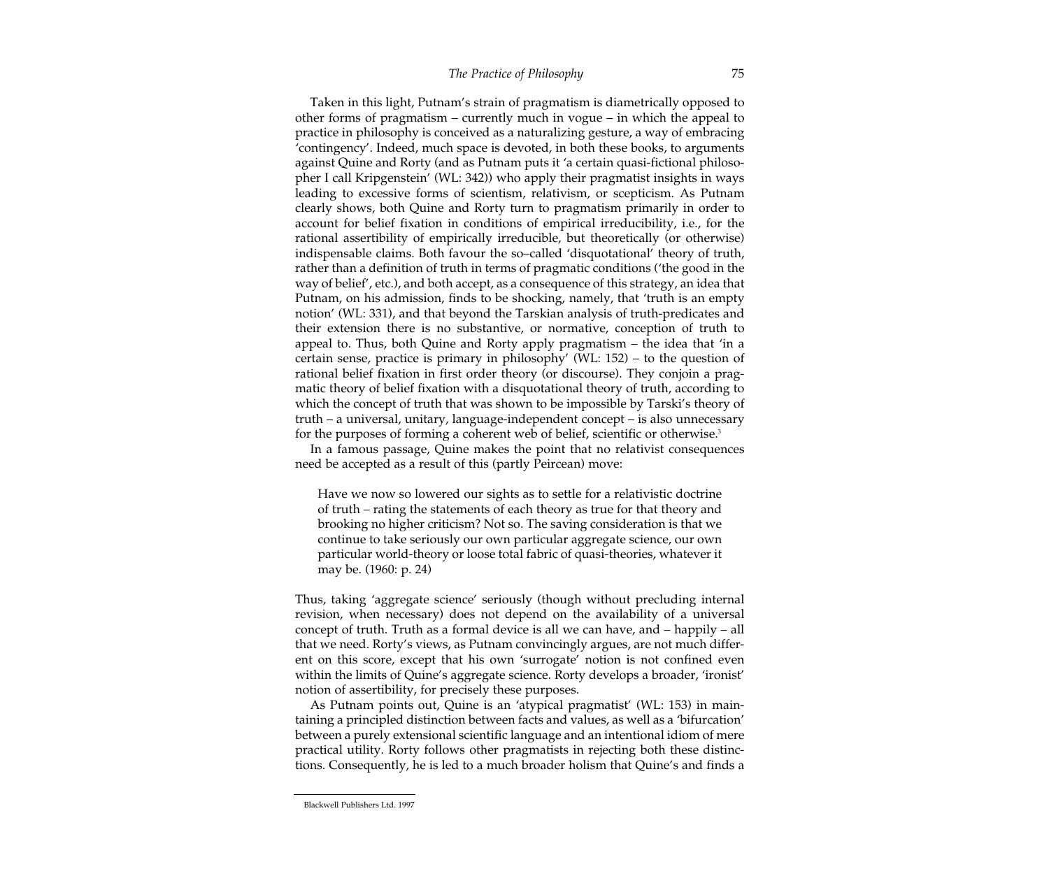Taken in this light, Putnam's strain of pragmatism is diametrically opposed to other forms of pragmatism – currently much in vogue – in which the appeal to practice in philosophy is conceived as a naturalizing gesture, a way of embracing 'contingency'. Indeed, much space is devoted, in both these books, to arguments against Quine and Rorty (and as Putnam puts it 'a certain quasi-fictional philosopher I call Kripgenstein' (WL: 342)) who apply their pragmatist insights in ways leading to excessive forms of scientism, relativism, or scepticism. As Putnam clearly shows, both Quine and Rorty turn to pragmatism primarily in order to account for belief fixation in conditions of empirical irreducibility, i.e., for the rational assertibility of empirically irreducible, but theoretically (or otherwise) indispensable claims. Both favour the so–called 'disquotational' theory of truth, rather than a definition of truth in terms of pragmatic conditions ('the good in the way of belief', etc.), and both accept, as a consequence of this strategy, an idea that Putnam, on his admission, finds to be shocking, namely, that 'truth is an empty notion' (WL: 331), and that beyond the Tarskian analysis of truth-predicates and their extension there is no substantive, or normative, conception of truth to appeal to. Thus, both Quine and Rorty apply pragmatism – the idea that 'in a certain sense, practice is primary in philosophy' (WL: 152) – to the question of rational belief fixation in first order theory (or discourse). They conjoin a pragmatic theory of belief fixation with a disquotational theory of truth, according to which the concept of truth that was shown to be impossible by Tarski's theory of truth – a universal, unitary, language-independent concept – is also unnecessary for the purposes of forming a coherent web of belief, scientific or otherwise.[3]

In a famous passage, Quine makes the point that no relativist consequences need be accepted as a result of this (partly Peircean) move:

> Have we now so lowered our sights as to settle for a relativistic doctrine of truth – rating the statements of each theory as true for that theory and brooking no higher criticism? Not so. The saving consideration is that we continue to take seriously our own particular aggregate science, our own particular world-theory or loose total fabric of quasi-theories, whatever it may be. (1960: p. 24)

Thus, taking 'aggregate science' seriously (though without precluding internal revision, when necessary) does not depend on the availability of a universal concept of truth. Truth as a formal device is all we can have, and – happily – all that we need. Rorty's views, as Putnam convincingly argues, are not much different on this score, except that his own 'surrogate' notion is not confined even within the limits of Quine's aggregate science. Rorty develops a broader, 'ironist' notion of assertibility, for precisely these purposes.

As Putnam points out, Quine is an 'atypical pragmatist' (WL: 153) in maintaining a principled distinction between facts and values, as well as a 'bifurcation' between a purely extensional scientific language and an intentional idiom of mere practical utility. Rorty follows other pragmatists in rejecting both these distinctions. Consequently, he is led to a much broader holism that Quine's and finds a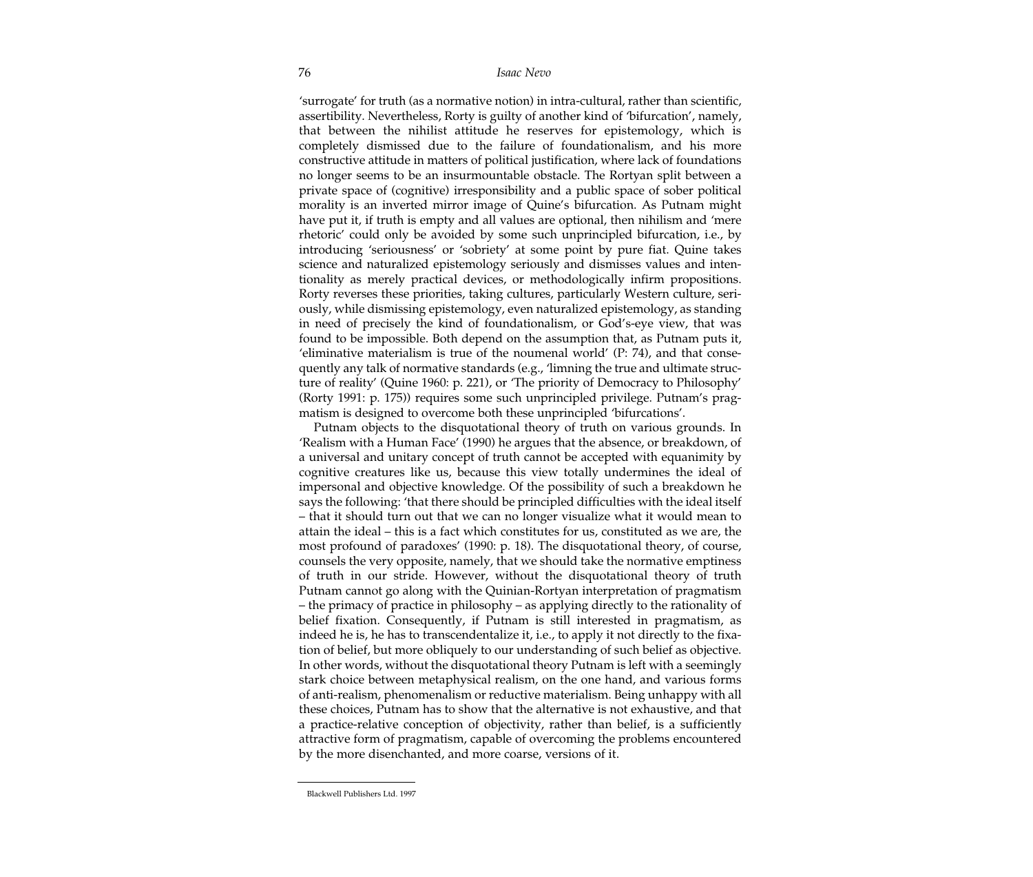'surrogate' for truth (as a normative notion) in intra-cultural, rather than scientific, assertibility. Nevertheless, Rorty is guilty of another kind of 'bifurcation', namely, that between the nihilist attitude he reserves for epistemology, which is completely dismissed due to the failure of foundationalism, and his more constructive attitude in matters of political justification, where lack of foundations no longer seems to be an insurmountable obstacle. The Rortyan split between a private space of (cognitive) irresponsibility and a public space of sober political morality is an inverted mirror image of Quine's bifurcation. As Putnam might have put it, if truth is empty and all values are optional, then nihilism and 'mere rhetoric' could only be avoided by some such unprincipled bifurcation, i.e., by introducing 'seriousness' or 'sobriety' at some point by pure fiat. Quine takes science and naturalized epistemology seriously and dismisses values and intentionality as merely practical devices, or methodologically infirm propositions. Rorty reverses these priorities, taking cultures, particularly Western culture, seriously, while dismissing epistemology, even naturalized epistemology, as standing in need of precisely the kind of foundationalism, or God's-eye view, that was found to be impossible. Both depend on the assumption that, as Putnam puts it, 'eliminative materialism is true of the noumenal world' (P: 74), and that consequently any talk of normative standards (e.g., 'limning the true and ultimate structure of reality' (Quine 1960: p. 221), or 'The priority of Democracy to Philosophy' (Rorty 1991: p. 175)) requires some such unprincipled privilege. Putnam's pragmatism is designed to overcome both these unprincipled 'bifurcations'.

Putnam objects to the disquotational theory of truth on various grounds. In 'Realism with a Human Face' (1990) he argues that the absence, or breakdown, of a universal and unitary concept of truth cannot be accepted with equanimity by cognitive creatures like us, because this view totally undermines the ideal of impersonal and objective knowledge. Of the possibility of such a breakdown he says the following: 'that there should be principled difficulties with the ideal itself – that it should turn out that we can no longer visualize what it would mean to attain the ideal – this is a fact which constitutes for us, constituted as we are, the most profound of paradoxes' (1990: p. 18). The disquotational theory, of course, counsels the very opposite, namely, that we should take the normative emptiness of truth in our stride. However, without the disquotational theory of truth Putnam cannot go along with the Quinian-Rortyan interpretation of pragmatism – the primacy of practice in philosophy – as applying directly to the rationality of belief fixation. Consequently, if Putnam is still interested in pragmatism, as indeed he is, he has to transcendentalize it, i.e., to apply it not directly to the fixation of belief, but more obliquely to our understanding of such belief as objective. In other words, without the disquotational theory Putnam is left with a seemingly stark choice between metaphysical realism, on the one hand, and various forms of anti-realism, phenomenalism or reductive materialism. Being unhappy with all these choices, Putnam has to show that the alternative is not exhaustive, and that a practice-relative conception of objectivity, rather than belief, is a sufficiently attractive form of pragmatism, capable of overcoming the problems encountered by the more disenchanted, and more coarse, versions of it.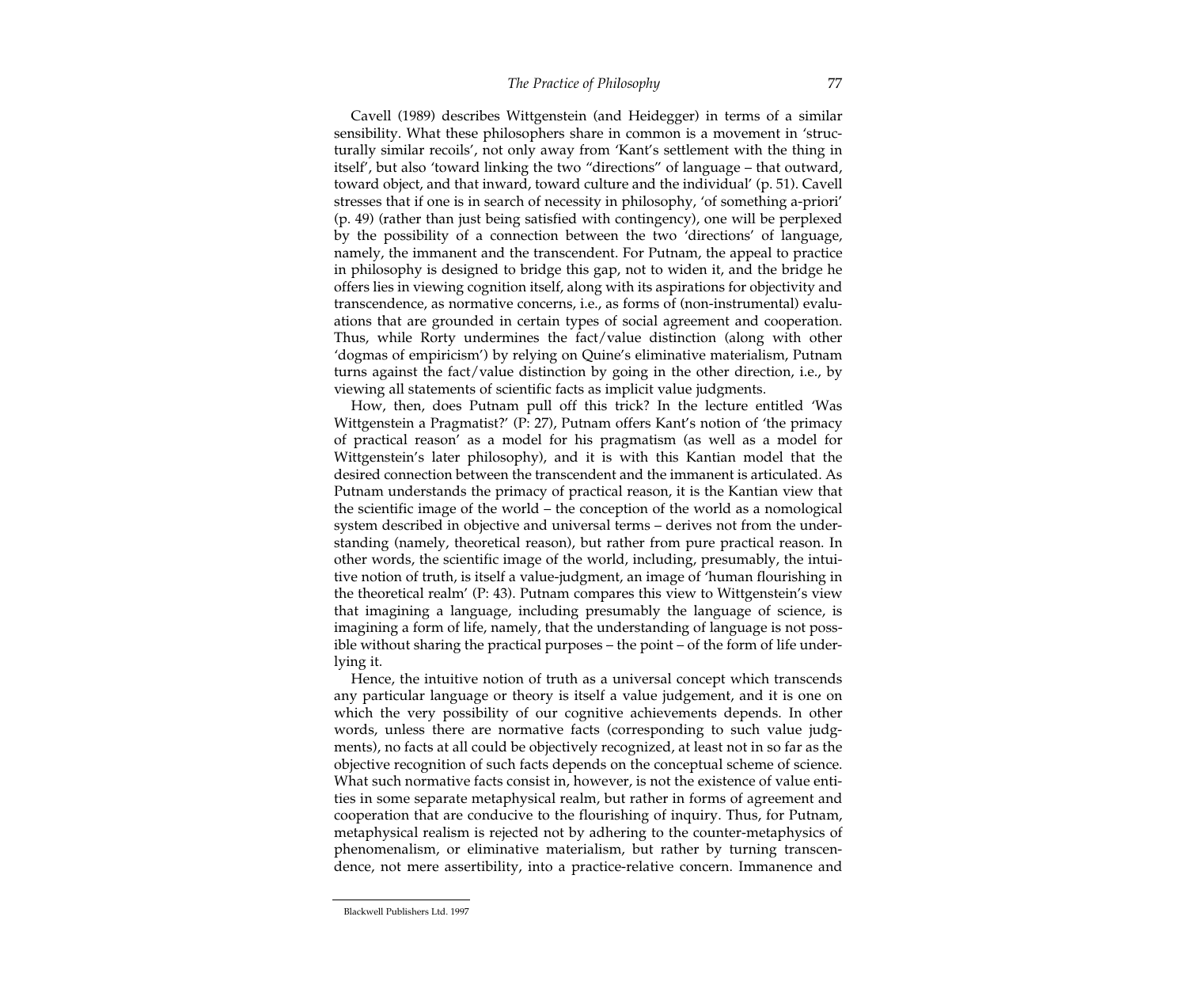Cavell (1989) describes Wittgenstein (and Heidegger) in terms of a similar sensibility. What these philosophers share in common is a movement in 'structurally similar recoils', not only away from 'Kant's settlement with the thing in itself', but also 'toward linking the two "directions" of language – that outward, toward object, and that inward, toward culture and the individual' (p. 51). Cavell stresses that if one is in search of necessity in philosophy, 'of something a-priori' (p. 49) (rather than just being satisfied with contingency), one will be perplexed by the possibility of a connection between the two 'directions' of language, namely, the immanent and the transcendent. For Putnam, the appeal to practice in philosophy is designed to bridge this gap, not to widen it, and the bridge he offers lies in viewing cognition itself, along with its aspirations for objectivity and transcendence, as normative concerns, i.e., as forms of (non-instrumental) evaluations that are grounded in certain types of social agreement and cooperation. Thus, while Rorty undermines the fact/value distinction (along with other 'dogmas of empiricism') by relying on Quine's eliminative materialism, Putnam turns against the fact/value distinction by going in the other direction, i.e., by viewing all statements of scientific facts as implicit value judgments.

How, then, does Putnam pull off this trick? In the lecture entitled 'Was Wittgenstein a Pragmatist?' (P: 27), Putnam offers Kant's notion of 'the primacy of practical reason' as a model for his pragmatism (as well as a model for Wittgenstein's later philosophy), and it is with this Kantian model that the desired connection between the transcendent and the immanent is articulated. As Putnam understands the primacy of practical reason, it is the Kantian view that the scientific image of the world – the conception of the world as a nomological system described in objective and universal terms – derives not from the understanding (namely, theoretical reason), but rather from pure practical reason. In other words, the scientific image of the world, including, presumably, the intuitive notion of truth, is itself a value-judgment, an image of 'human flourishing in the theoretical realm' (P: 43). Putnam compares this view to Wittgenstein's view that imagining a language, including presumably the language of science, is imagining a form of life, namely, that the understanding of language is not possible without sharing the practical purposes – the point – of the form of life underlying it.

Hence, the intuitive notion of truth as a universal concept which transcends any particular language or theory is itself a value judgement, and it is one on which the very possibility of our cognitive achievements depends. In other words, unless there are normative facts (corresponding to such value judgments), no facts at all could be objectively recognized, at least not in so far as the objective recognition of such facts depends on the conceptual scheme of science. What such normative facts consist in, however, is not the existence of value entities in some separate metaphysical realm, but rather in forms of agreement and cooperation that are conducive to the flourishing of inquiry. Thus, for Putnam, metaphysical realism is rejected not by adhering to the counter-metaphysics of phenomenalism, or eliminative materialism, but rather by turning transcendence, not mere assertibility, into a practice-relative concern. Immanence and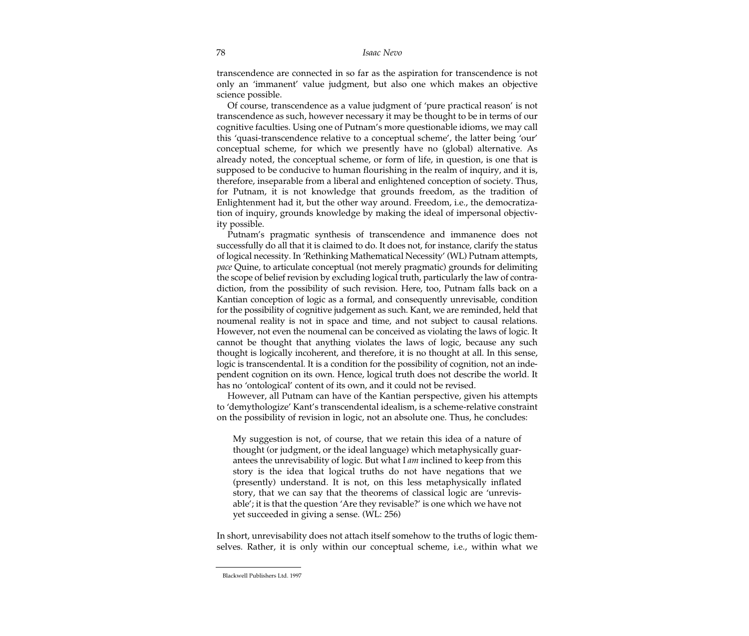transcendence are connected in so far as the aspiration for transcendence is not only an 'immanent' value judgment, but also one which makes an objective science possible.

Of course, transcendence as a value judgment of 'pure practical reason' is not transcendence as such, however necessary it may be thought to be in terms of our cognitive faculties. Using one of Putnam's more questionable idioms, we may call this 'quasi-transcendence relative to a conceptual scheme', the latter being 'our' conceptual scheme, for which we presently have no (global) alternative. As already noted, the conceptual scheme, or form of life, in question, is one that is supposed to be conducive to human flourishing in the realm of inquiry, and it is, therefore, inseparable from a liberal and enlightened conception of society. Thus, for Putnam, it is not knowledge that grounds freedom, as the tradition of Enlightenment had it, but the other way around. Freedom, i.e., the democratization of inquiry, grounds knowledge by making the ideal of impersonal objectivity possible.

Putnam's pragmatic synthesis of transcendence and immanence does not successfully do all that it is claimed to do. It does not, for instance, clarify the status of logical necessity. In 'Rethinking Mathematical Necessity' (WL) Putnam attempts, *pace* Quine, to articulate conceptual (not merely pragmatic) grounds for delimiting the scope of belief revision by excluding logical truth, particularly the law of contradiction, from the possibility of such revision. Here, too, Putnam falls back on a Kantian conception of logic as a formal, and consequently unrevisable, condition for the possibility of cognitive judgement as such. Kant, we are reminded, held that noumenal reality is not in space and time, and not subject to causal relations. However, not even the noumenal can be conceived as violating the laws of logic. It cannot be thought that anything violates the laws of logic, because any such thought is logically incoherent, and therefore, it is no thought at all. In this sense, logic is transcendental. It is a condition for the possibility of cognition, not an independent cognition on its own. Hence, logical truth does not describe the world. It has no 'ontological' content of its own, and it could not be revised.

However, all Putnam can have of the Kantian perspective, given his attempts to 'demythologize' Kant's transcendental idealism, is a scheme-relative constraint on the possibility of revision in logic, not an absolute one. Thus, he concludes:

> My suggestion is not, of course, that we retain this idea of a nature of thought (or judgment, or the ideal language) which metaphysically guarantees the unrevisability of logic. But what I *am* inclined to keep from this story is the idea that logical truths do not have negations that we (presently) understand. It is not, on this less metaphysically inflated story, that we can say that the theorems of classical logic are 'unrevisable'; it is that the question 'Are they revisable?' is one which we have not yet succeeded in giving a sense. (WL: 256)

In short, unrevisability does not attach itself somehow to the truths of logic themselves. Rather, it is only within our conceptual scheme, i.e., within what we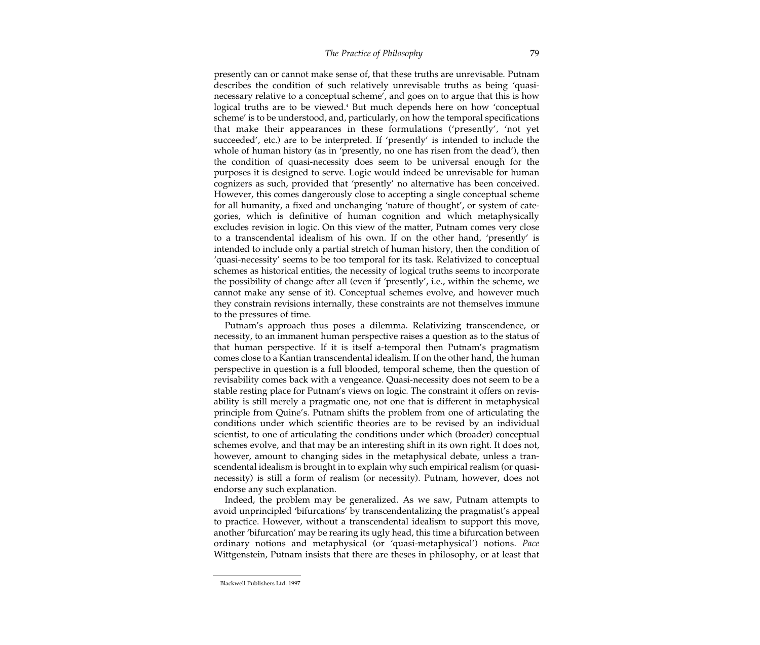presently can or cannot make sense of, that these truths are unrevisable. Putnam describes the condition of such relatively unrevisable truths as being 'quasi-necessary relative to a conceptual scheme', and goes on to argue that this is how logical truths are to be viewed.[4] But much depends here on how 'conceptual scheme' is to be understood, and, particularly, on how the temporal specifications that make their appearances in these formulations ('presently', 'not yet succeeded', etc.) are to be interpreted. If 'presently' is intended to include the whole of human history (as in 'presently, no one has risen from the dead'), then the condition of quasi-necessity does seem to be universal enough for the purposes it is designed to serve. Logic would indeed be unrevisable for human cognizers as such, provided that 'presently' no alternative has been conceived. However, this comes dangerously close to accepting a single conceptual scheme for all humanity, a fixed and unchanging 'nature of thought', or system of categories, which is definitive of human cognition and which metaphysically excludes revision in logic. On this view of the matter, Putnam comes very close to a transcendental idealism of his own. If on the other hand, 'presently' is intended to include only a partial stretch of human history, then the condition of 'quasi-necessity' seems to be too temporal for its task. Relativized to conceptual schemes as historical entities, the necessity of logical truths seems to incorporate the possibility of change after all (even if 'presently', i.e., within the scheme, we cannot make any sense of it). Conceptual schemes evolve, and however much they constrain revisions internally, these constraints are not themselves immune to the pressures of time.

Putnam's approach thus poses a dilemma. Relativizing transcendence, or necessity, to an immanent human perspective raises a question as to the status of that human perspective. If it is itself a-temporal then Putnam's pragmatism comes close to a Kantian transcendental idealism. If on the other hand, the human perspective in question is a full blooded, temporal scheme, then the question of revisability comes back with a vengeance. Quasi-necessity does not seem to be a stable resting place for Putnam's views on logic. The constraint it offers on revisability is still merely a pragmatic one, not one that is different in metaphysical principle from Quine's. Putnam shifts the problem from one of articulating the conditions under which scientific theories are to be revised by an individual scientist, to one of articulating the conditions under which (broader) conceptual schemes evolve, and that may be an interesting shift in its own right. It does not, however, amount to changing sides in the metaphysical debate, unless a transcendental idealism is brought in to explain why such empirical realism (or quasi-necessity) is still a form of realism (or necessity). Putnam, however, does not endorse any such explanation.

Indeed, the problem may be generalized. As we saw, Putnam attempts to avoid unprincipled 'bifurcations' by transcendentalizing the pragmatist's appeal to practice. However, without a transcendental idealism to support this move, another 'bifurcation' may be rearing its ugly head, this time a bifurcation between ordinary notions and metaphysical (or 'quasi-metaphysical') notions. *Pace* Wittgenstein, Putnam insists that there are theses in philosophy, or at least that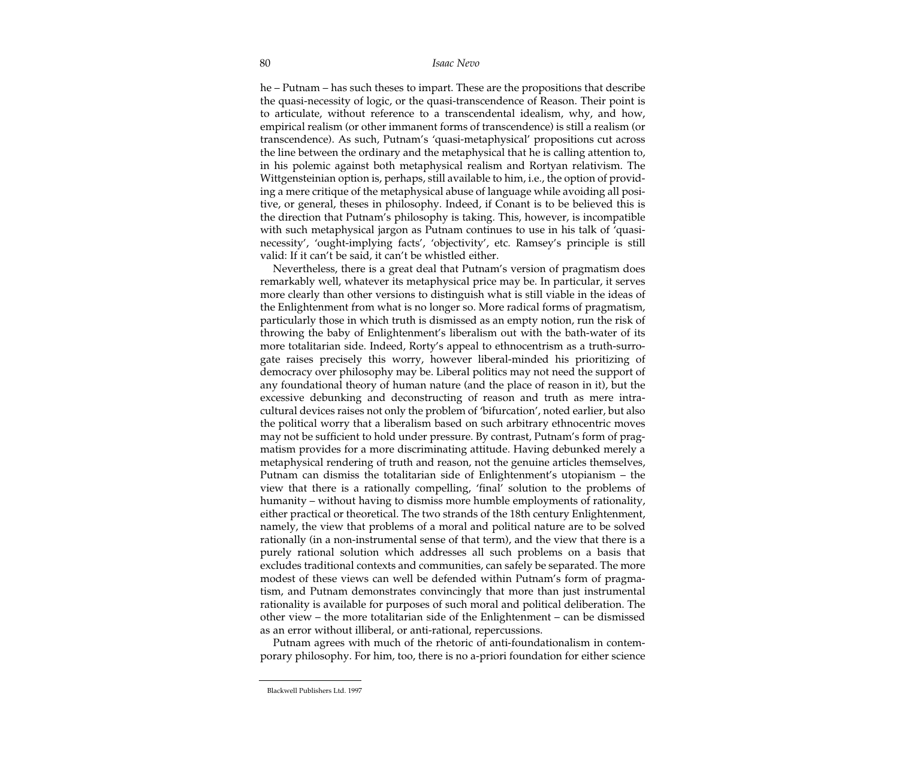he – Putnam – has such theses to impart. These are the propositions that describe the quasi-necessity of logic, or the quasi-transcendence of Reason. Their point is to articulate, without reference to a transcendental idealism, why, and how, empirical realism (or other immanent forms of transcendence) is still a realism (or transcendence). As such, Putnam's 'quasi-metaphysical' propositions cut across the line between the ordinary and the metaphysical that he is calling attention to, in his polemic against both metaphysical realism and Rortyan relativism. The Wittgensteinian option is, perhaps, still available to him, i.e., the option of providing a mere critique of the metaphysical abuse of language while avoiding all positive, or general, theses in philosophy. Indeed, if Conant is to be believed this is the direction that Putnam's philosophy is taking. This, however, is incompatible with such metaphysical jargon as Putnam continues to use in his talk of 'quasi-necessity', 'ought-implying facts', 'objectivity', etc. Ramsey's principle is still valid: If it can't be said, it can't be whistled either.

Nevertheless, there is a great deal that Putnam's version of pragmatism does remarkably well, whatever its metaphysical price may be. In particular, it serves more clearly than other versions to distinguish what is still viable in the ideas of the Enlightenment from what is no longer so. More radical forms of pragmatism, particularly those in which truth is dismissed as an empty notion, run the risk of throwing the baby of Enlightenment's liberalism out with the bath-water of its more totalitarian side. Indeed, Rorty's appeal to ethnocentrism as a truth-surrogate raises precisely this worry, however liberal-minded his prioritizing of democracy over philosophy may be. Liberal politics may not need the support of any foundational theory of human nature (and the place of reason in it), but the excessive debunking and deconstructing of reason and truth as mere intra-cultural devices raises not only the problem of 'bifurcation', noted earlier, but also the political worry that a liberalism based on such arbitrary ethnocentric moves may not be sufficient to hold under pressure. By contrast, Putnam's form of pragmatism provides for a more discriminating attitude. Having debunked merely a metaphysical rendering of truth and reason, not the genuine articles themselves, Putnam can dismiss the totalitarian side of Enlightenment's utopianism – the view that there is a rationally compelling, 'final' solution to the problems of humanity – without having to dismiss more humble employments of rationality, either practical or theoretical. The two strands of the 18th century Enlightenment, namely, the view that problems of a moral and political nature are to be solved rationally (in a non-instrumental sense of that term), and the view that there is a purely rational solution which addresses all such problems on a basis that excludes traditional contexts and communities, can safely be separated. The more modest of these views can well be defended within Putnam's form of pragmatism, and Putnam demonstrates convincingly that more than just instrumental rationality is available for purposes of such moral and political deliberation. The other view – the more totalitarian side of the Enlightenment – can be dismissed as an error without illiberal, or anti-rational, repercussions.

Putnam agrees with much of the rhetoric of anti-foundationalism in contemporary philosophy. For him, too, there is no a-priori foundation for either science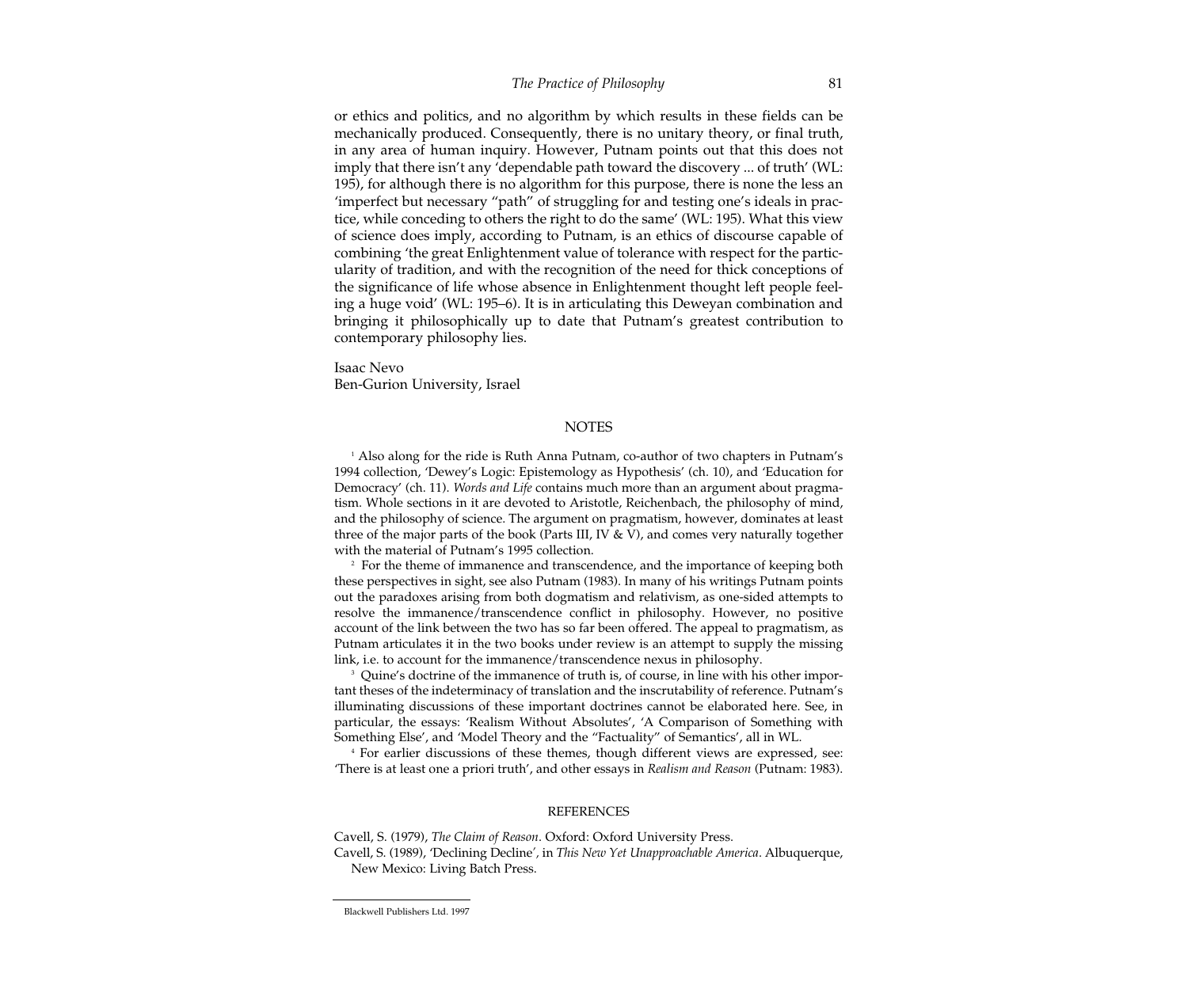or ethics and politics, and no algorithm by which results in these fields can be mechanically produced. Consequently, there is no unitary theory, or final truth, in any area of human inquiry. However, Putnam points out that this does not imply that there isn't any 'dependable path toward the discovery ... of truth' (WL: 195), for although there is no algorithm for this purpose, there is none the less an 'imperfect but necessary "path" of struggling for and testing one's ideals in practice, while conceding to others the right to do the same' (WL: 195). What this view of science does imply, according to Putnam, is an ethics of discourse capable of combining 'the great Enlightenment value of tolerance with respect for the particularity of tradition, and with the recognition of the need for thick conceptions of the significance of life whose absence in Enlightenment thought left people feeling a huge void' (WL: 195–6). It is in articulating this Deweyan combination and bringing it philosophically up to date that Putnam's greatest contribution to contemporary philosophy lies.

Isaac Nevo
Ben-Gurion University, Israel

## NOTES

[1] Also along for the ride is Ruth Anna Putnam, co-author of two chapters in Putnam's 1994 collection, 'Dewey's Logic: Epistemology as Hypothesis' (ch. 10), and 'Education for Democracy' (ch. 11). *Words and Life* contains much more than an argument about pragmatism. Whole sections in it are devoted to Aristotle, Reichenbach, the philosophy of mind, and the philosophy of science. The argument on pragmatism, however, dominates at least three of the major parts of the book (Parts III, IV & V), and comes very naturally together with the material of Putnam's 1995 collection.

[2] For the theme of immanence and transcendence, and the importance of keeping both these perspectives in sight, see also Putnam (1983). In many of his writings Putnam points out the paradoxes arising from both dogmatism and relativism, as one-sided attempts to resolve the immanence/transcendence conflict in philosophy. However, no positive account of the link between the two has so far been offered. The appeal to pragmatism, as Putnam articulates it in the two books under review is an attempt to supply the missing link, i.e. to account for the immanence/transcendence nexus in philosophy.

[3] Quine's doctrine of the immanence of truth is, of course, in line with his other important theses of the indeterminacy of translation and the inscrutability of reference. Putnam's illuminating discussions of these important doctrines cannot be elaborated here. See, in particular, the essays: 'Realism Without Absolutes', 'A Comparison of Something with Something Else', and 'Model Theory and the "Factuality" of Semantics', all in WL.

[4] For earlier discussions of these themes, though different views are expressed, see: 'There is at least one a priori truth', and other essays in *Realism and Reason* (Putnam: 1983).

## REFERENCES

Cavell, S. (1979), *The Claim of Reason*. Oxford: Oxford University Press.

Cavell, S. (1989), 'Declining Decline', in *This New Yet Unapproachable America*. Albuquerque, New Mexico: Living Batch Press.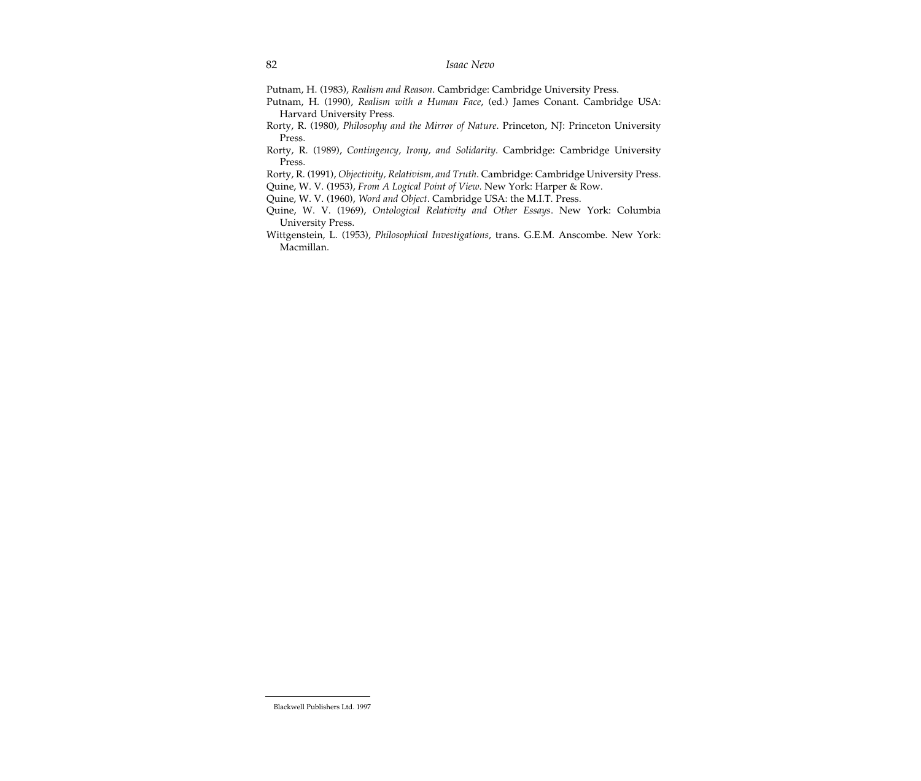Putnam, H. (1983), *Realism and Reason*. Cambridge: Cambridge University Press.

Putnam, H. (1990), *Realism with a Human Face*, (ed.) James Conant. Cambridge USA: Harvard University Press.

Rorty, R. (1980), *Philosophy and the Mirror of Nature*. Princeton, NJ: Princeton University Press.

Rorty, R. (1989), *Contingency, Irony, and Solidarity*. Cambridge: Cambridge University Press.

Rorty, R. (1991), *Objectivity, Relativism, and Truth*. Cambridge: Cambridge University Press.

Quine, W. V. (1953), *From A Logical Point of View*. New York: Harper & Row.

Quine, W. V. (1960), *Word and Object*. Cambridge USA: the M.I.T. Press.

Quine, W. V. (1969), *Ontological Relativity and Other Essays*. New York: Columbia University Press.

Wittgenstein, L. (1953), *Philosophical Investigations*, trans. G.E.M. Anscombe. New York: Macmillan.